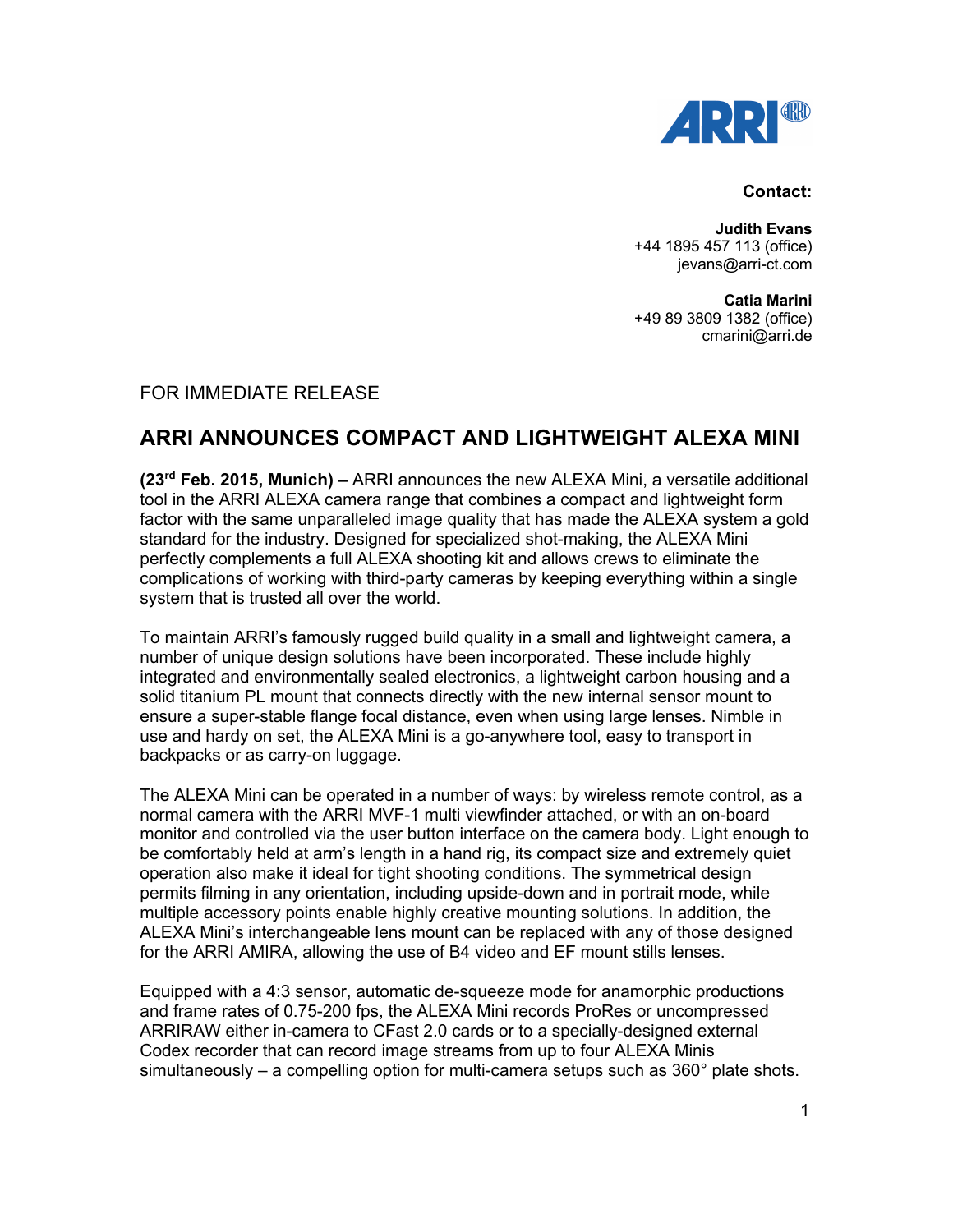**Contact:**

**Judith Evans**
+44 1895 457 113 (office)
jevans@arri-ct.com

**Catia Marini**
+49 89 3809 1382 (office)
cmarini@arri.de

FOR IMMEDIATE RELEASE

## ARRI ANNOUNCES COMPACT AND LIGHTWEIGHT ALEXA MINI

**(23rd Feb. 2015, Munich) –** ARRI announces the new ALEXA Mini, a versatile additional tool in the ARRI ALEXA camera range that combines a compact and lightweight form factor with the same unparalleled image quality that has made the ALEXA system a gold standard for the industry. Designed for specialized shot-making, the ALEXA Mini perfectly complements a full ALEXA shooting kit and allows crews to eliminate the complications of working with third-party cameras by keeping everything within a single system that is trusted all over the world.

To maintain ARRI's famously rugged build quality in a small and lightweight camera, a number of unique design solutions have been incorporated. These include highly integrated and environmentally sealed electronics, a lightweight carbon housing and a solid titanium PL mount that connects directly with the new internal sensor mount to ensure a super-stable flange focal distance, even when using large lenses. Nimble in use and hardy on set, the ALEXA Mini is a go-anywhere tool, easy to transport in backpacks or as carry-on luggage.

The ALEXA Mini can be operated in a number of ways: by wireless remote control, as a normal camera with the ARRI MVF-1 multi viewfinder attached, or with an on-board monitor and controlled via the user button interface on the camera body. Light enough to be comfortably held at arm's length in a hand rig, its compact size and extremely quiet operation also make it ideal for tight shooting conditions. The symmetrical design permits filming in any orientation, including upside-down and in portrait mode, while multiple accessory points enable highly creative mounting solutions. In addition, the ALEXA Mini's interchangeable lens mount can be replaced with any of those designed for the ARRI AMIRA, allowing the use of B4 video and EF mount stills lenses.

Equipped with a 4:3 sensor, automatic de-squeeze mode for anamorphic productions and frame rates of 0.75-200 fps, the ALEXA Mini records ProRes or uncompressed ARRIRAW either in-camera to CFast 2.0 cards or to a specially-designed external Codex recorder that can record image streams from up to four ALEXA Minis simultaneously – a compelling option for multi-camera setups such as 360° plate shots.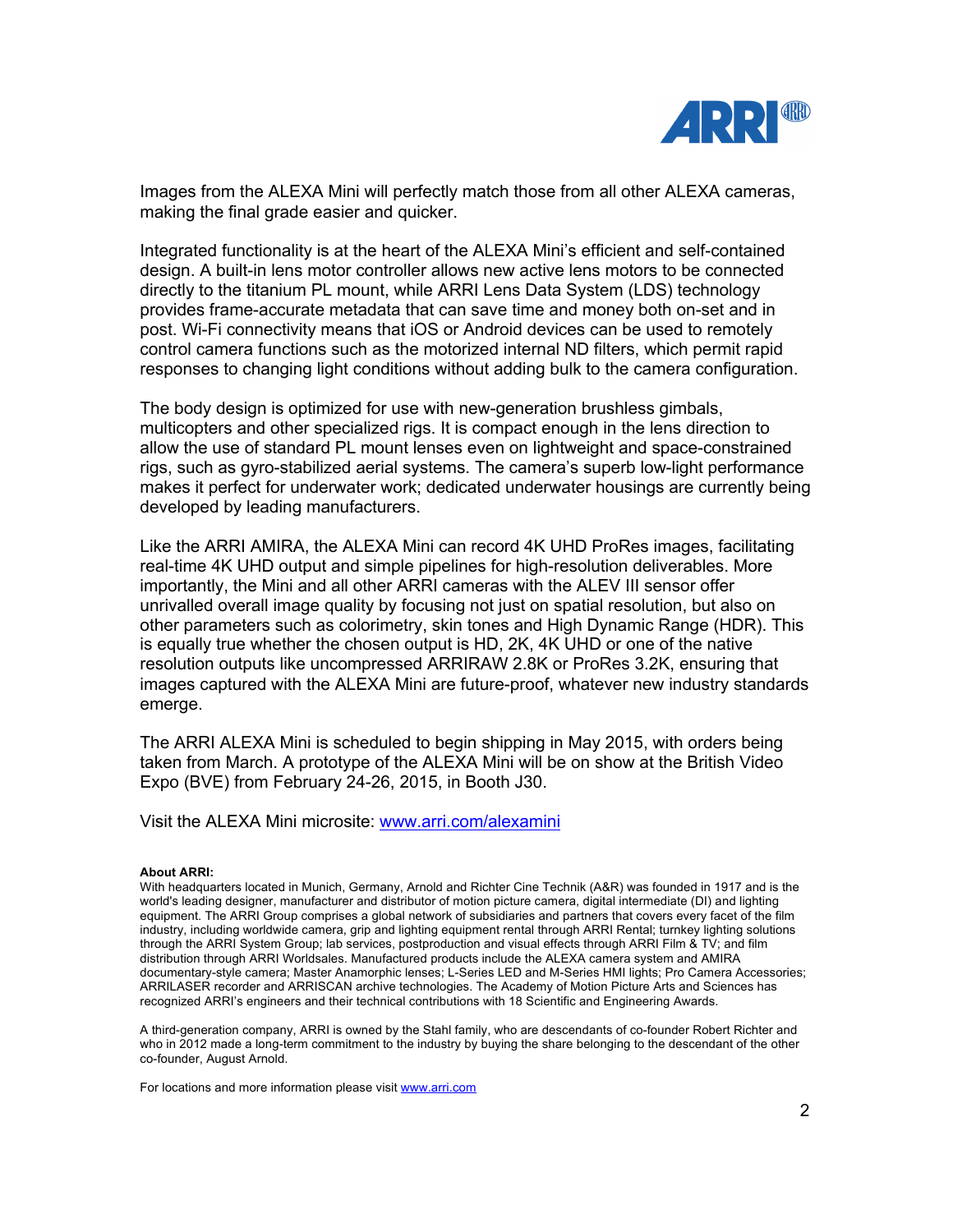Images from the ALEXA Mini will perfectly match those from all other ALEXA cameras, making the final grade easier and quicker.

Integrated functionality is at the heart of the ALEXA Mini's efficient and self-contained design. A built-in lens motor controller allows new active lens motors to be connected directly to the titanium PL mount, while ARRI Lens Data System (LDS) technology provides frame-accurate metadata that can save time and money both on-set and in post. Wi-Fi connectivity means that iOS or Android devices can be used to remotely control camera functions such as the motorized internal ND filters, which permit rapid responses to changing light conditions without adding bulk to the camera configuration.

The body design is optimized for use with new-generation brushless gimbals, multicopters and other specialized rigs. It is compact enough in the lens direction to allow the use of standard PL mount lenses even on lightweight and space-constrained rigs, such as gyro-stabilized aerial systems. The camera's superb low-light performance makes it perfect for underwater work; dedicated underwater housings are currently being developed by leading manufacturers.

Like the ARRI AMIRA, the ALEXA Mini can record 4K UHD ProRes images, facilitating real-time 4K UHD output and simple pipelines for high-resolution deliverables. More importantly, the Mini and all other ARRI cameras with the ALEV III sensor offer unrivalled overall image quality by focusing not just on spatial resolution, but also on other parameters such as colorimetry, skin tones and High Dynamic Range (HDR). This is equally true whether the chosen output is HD, 2K, 4K UHD or one of the native resolution outputs like uncompressed ARRIRAW 2.8K or ProRes 3.2K, ensuring that images captured with the ALEXA Mini are future-proof, whatever new industry standards emerge.

The ARRI ALEXA Mini is scheduled to begin shipping in May 2015, with orders being taken from March. A prototype of the ALEXA Mini will be on show at the British Video Expo (BVE) from February 24-26, 2015, in Booth J30.

Visit the ALEXA Mini microsite: [www.arri.com/alexamini](www.arri.com/alexamini)

**About ARRI:**
With headquarters located in Munich, Germany, Arnold and Richter Cine Technik (A&R) was founded in 1917 and is the world's leading designer, manufacturer and distributor of motion picture camera, digital intermediate (DI) and lighting equipment. The ARRI Group comprises a global network of subsidiaries and partners that covers every facet of the film industry, including worldwide camera, grip and lighting equipment rental through ARRI Rental; turnkey lighting solutions through the ARRI System Group; lab services, postproduction and visual effects through ARRI Film & TV; and film distribution through ARRI Worldsales. Manufactured products include the ALEXA camera system and AMIRA documentary-style camera; Master Anamorphic lenses; L-Series LED and M-Series HMI lights; Pro Camera Accessories; ARRILASER recorder and ARRISCAN archive technologies. The Academy of Motion Picture Arts and Sciences has recognized ARRI's engineers and their technical contributions with 18 Scientific and Engineering Awards.

A third-generation company, ARRI is owned by the Stahl family, who are descendants of co-founder Robert Richter and who in 2012 made a long-term commitment to the industry by buying the share belonging to the descendant of the other co-founder, August Arnold.

For locations and more information please visit [www.arri.com](www.arri.com)